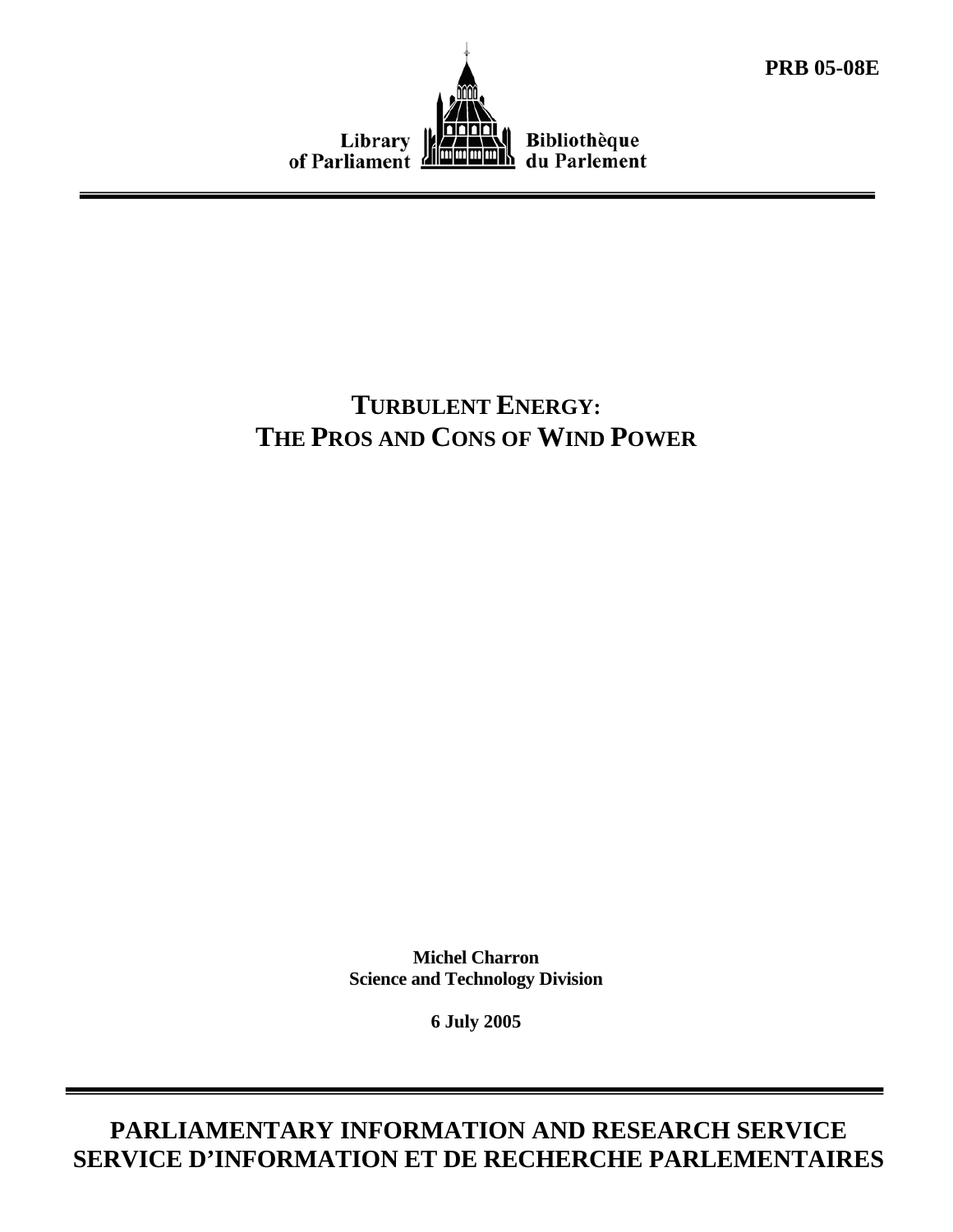**PRB 05-08E**

Library of Parliament Bibliothèque du Parlement

# TURBULENT ENERGY: THE PROS AND CONS OF WIND POWER

**Michel Charron**
**Science and Technology Division**

**6 July 2005**

**PARLIAMENTARY INFORMATION AND RESEARCH SERVICE**
**SERVICE D'INFORMATION ET DE RECHERCHE PARLEMENTAIRES**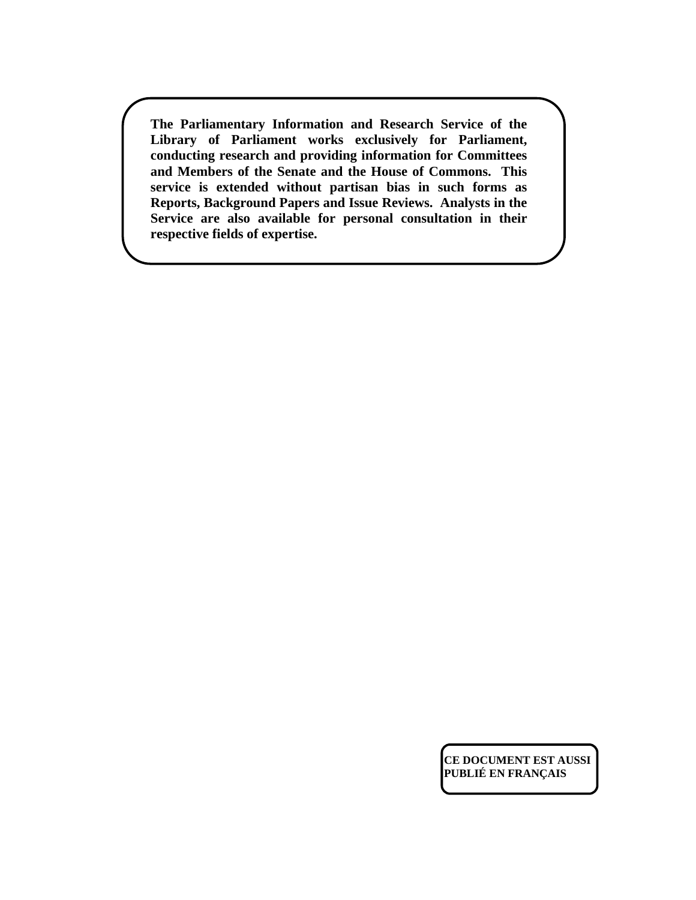**The Parliamentary Information and Research Service of the Library of Parliament works exclusively for Parliament, conducting research and providing information for Committees and Members of the Senate and the House of Commons. This service is extended without partisan bias in such forms as Reports, Background Papers and Issue Reviews. Analysts in the Service are also available for personal consultation in their respective fields of expertise.**

**CE DOCUMENT EST AUSSI PUBLIÉ EN FRANÇAIS**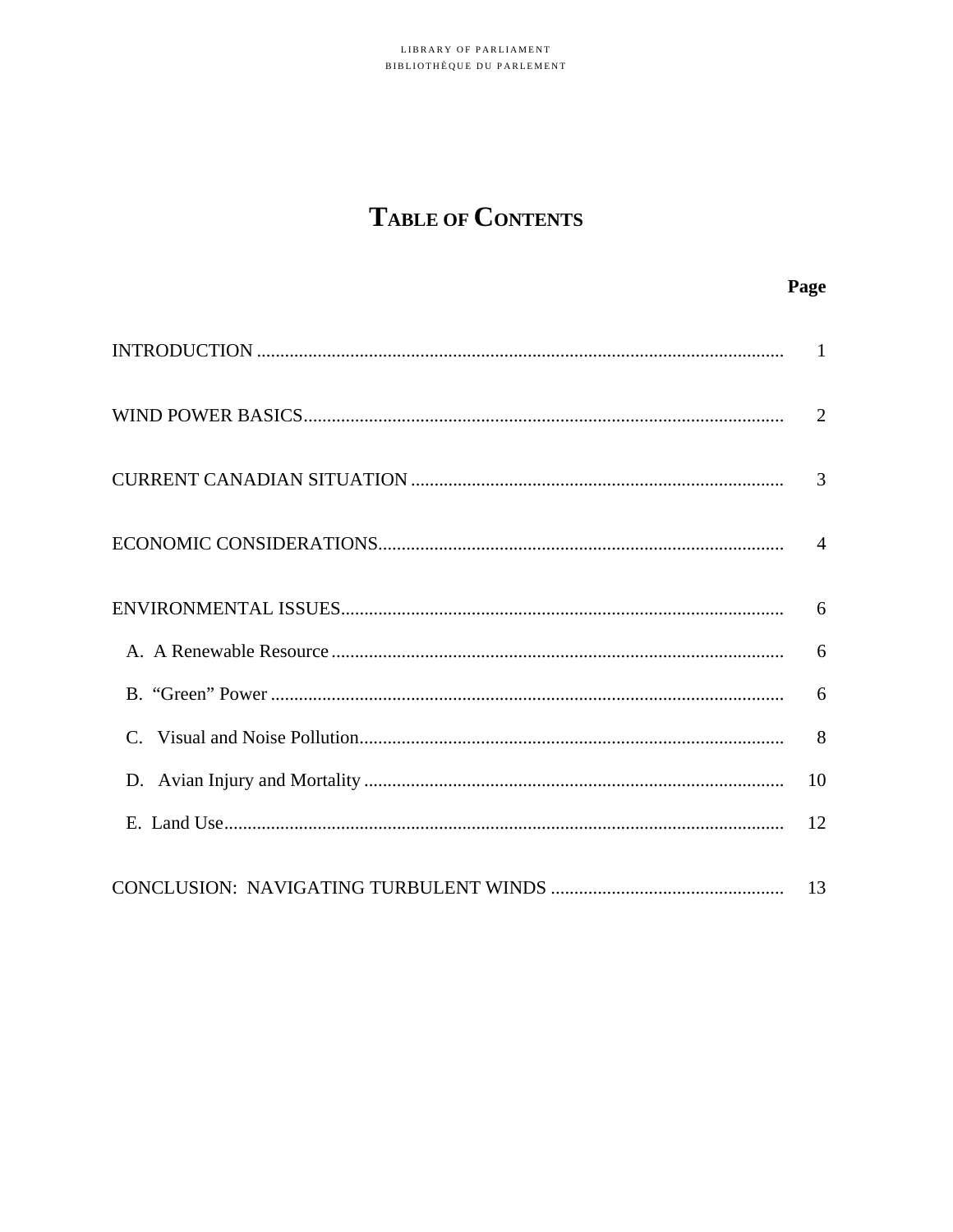# TABLE OF CONTENTS

| | Page |
|---|---|
| INTRODUCTION | 1 |
| WIND POWER BASICS | 2 |
| CURRENT CANADIAN SITUATION | 3 |
| ECONOMIC CONSIDERATIONS | 4 |
| ENVIRONMENTAL ISSUES | 6 |
| A. A Renewable Resource | 6 |
| B. "Green" Power | 6 |
| C. Visual and Noise Pollution | 8 |
| D. Avian Injury and Mortality | 10 |
| E. Land Use | 12 |
| CONCLUSION: NAVIGATING TURBULENT WINDS | 13 |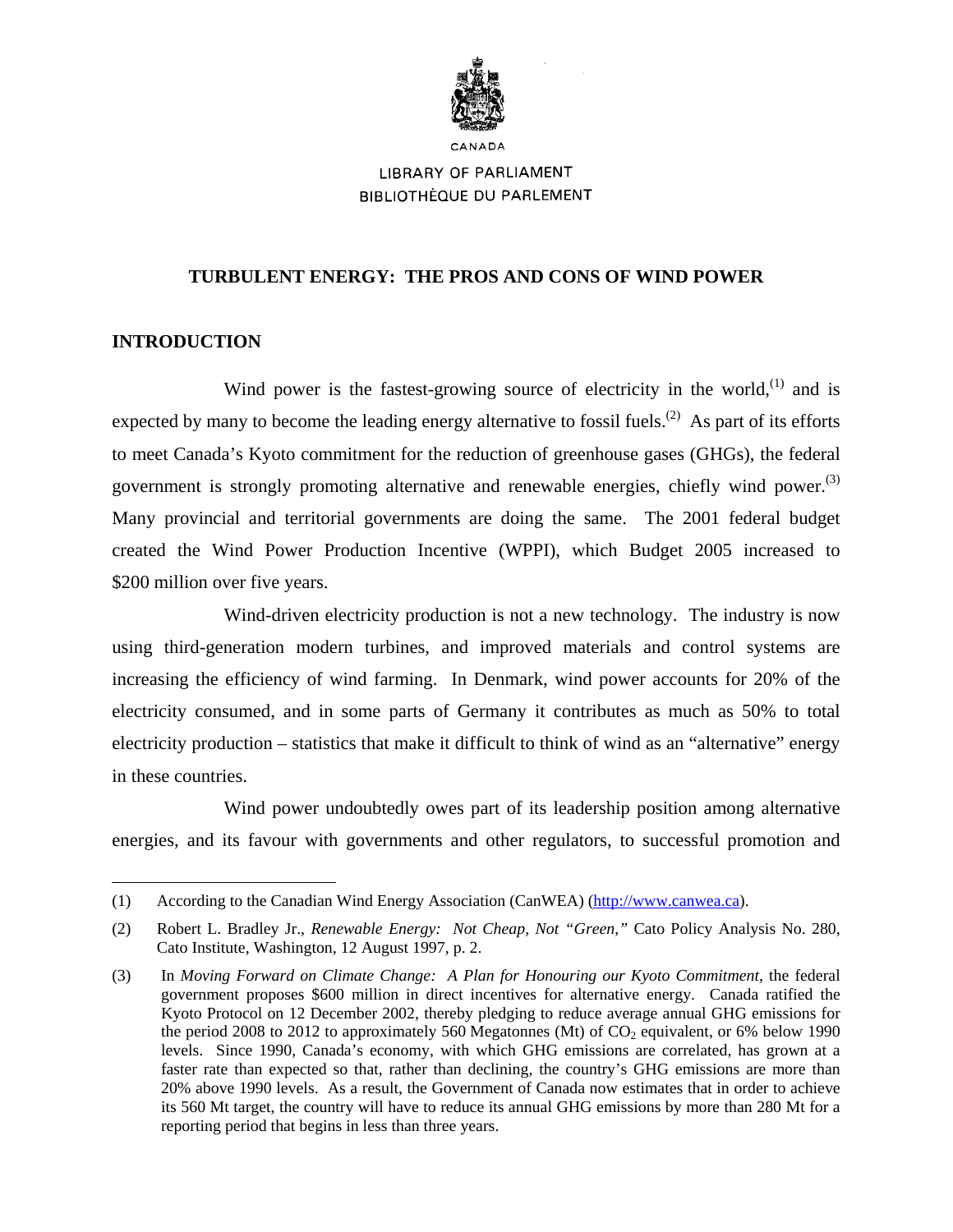CANADA

LIBRARY OF PARLIAMENT
BIBLIOTHÈQUE DU PARLEMENT

# TURBULENT ENERGY: THE PROS AND CONS OF WIND POWER

## INTRODUCTION

Wind power is the fastest-growing source of electricity in the world,[(1)] and is expected by many to become the leading energy alternative to fossil fuels.[(2)] As part of its efforts to meet Canada's Kyoto commitment for the reduction of greenhouse gases (GHGs), the federal government is strongly promoting alternative and renewable energies, chiefly wind power.[(3)] Many provincial and territorial governments are doing the same. The 2001 federal budget created the Wind Power Production Incentive (WPPI), which Budget 2005 increased to $200 million over five years.

Wind-driven electricity production is not a new technology. The industry is now using third-generation modern turbines, and improved materials and control systems are increasing the efficiency of wind farming. In Denmark, wind power accounts for 20% of the electricity consumed, and in some parts of Germany it contributes as much as 50% to total electricity production – statistics that make it difficult to think of wind as an "alternative" energy in these countries.

Wind power undoubtedly owes part of its leadership position among alternative energies, and its favour with governments and other regulators, to successful promotion and

---

(1) According to the Canadian Wind Energy Association (CanWEA) (http://www.canwea.ca).

(2) Robert L. Bradley Jr., *Renewable Energy: Not Cheap, Not "Green,"* Cato Policy Analysis No. 280, Cato Institute, Washington, 12 August 1997, p. 2.

(3) In *Moving Forward on Climate Change: A Plan for Honouring our Kyoto Commitment*, the federal government proposes $600 million in direct incentives for alternative energy. Canada ratified the Kyoto Protocol on 12 December 2002, thereby pledging to reduce average annual GHG emissions for the period 2008 to 2012 to approximately 560 Megatonnes (Mt) of $CO_2$ equivalent, or 6% below 1990 levels. Since 1990, Canada's economy, with which GHG emissions are correlated, has grown at a faster rate than expected so that, rather than declining, the country's GHG emissions are more than 20% above 1990 levels. As a result, the Government of Canada now estimates that in order to achieve its 560 Mt target, the country will have to reduce its annual GHG emissions by more than 280 Mt for a reporting period that begins in less than three years.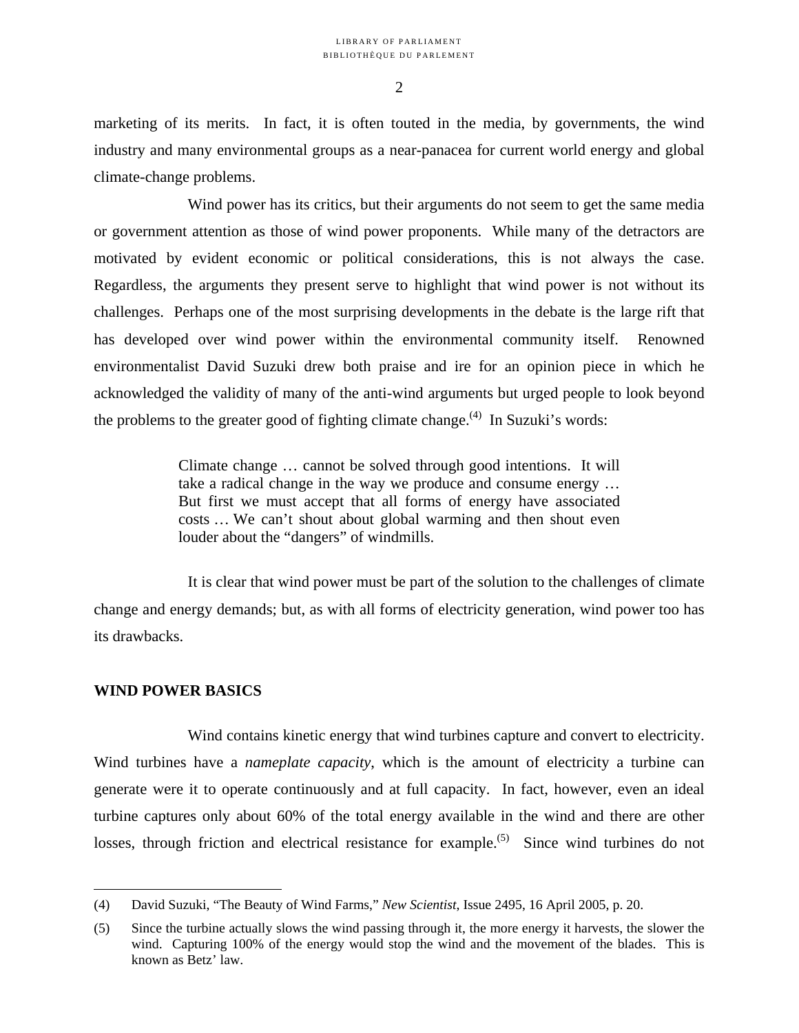marketing of its merits. In fact, it is often touted in the media, by governments, the wind industry and many environmental groups as a near-panacea for current world energy and global climate-change problems.

Wind power has its critics, but their arguments do not seem to get the same media or government attention as those of wind power proponents. While many of the detractors are motivated by evident economic or political considerations, this is not always the case. Regardless, the arguments they present serve to highlight that wind power is not without its challenges. Perhaps one of the most surprising developments in the debate is the large rift that has developed over wind power within the environmental community itself. Renowned environmentalist David Suzuki drew both praise and ire for an opinion piece in which he acknowledged the validity of many of the anti-wind arguments but urged people to look beyond the problems to the greater good of fighting climate change.(4) In Suzuki's words:

> Climate change … cannot be solved through good intentions. It will take a radical change in the way we produce and consume energy … But first we must accept that all forms of energy have associated costs … We can't shout about global warming and then shout even louder about the "dangers" of windmills.

It is clear that wind power must be part of the solution to the challenges of climate change and energy demands; but, as with all forms of electricity generation, wind power too has its drawbacks.

## WIND POWER BASICS

Wind contains kinetic energy that wind turbines capture and convert to electricity. Wind turbines have a *nameplate capacity*, which is the amount of electricity a turbine can generate were it to operate continuously and at full capacity. In fact, however, even an ideal turbine captures only about 60% of the total energy available in the wind and there are other losses, through friction and electrical resistance for example.(5) Since wind turbines do not

---

(4) David Suzuki, "The Beauty of Wind Farms," *New Scientist*, Issue 2495, 16 April 2005, p. 20.

(5) Since the turbine actually slows the wind passing through it, the more energy it harvests, the slower the wind. Capturing 100% of the energy would stop the wind and the movement of the blades. This is known as Betz' law.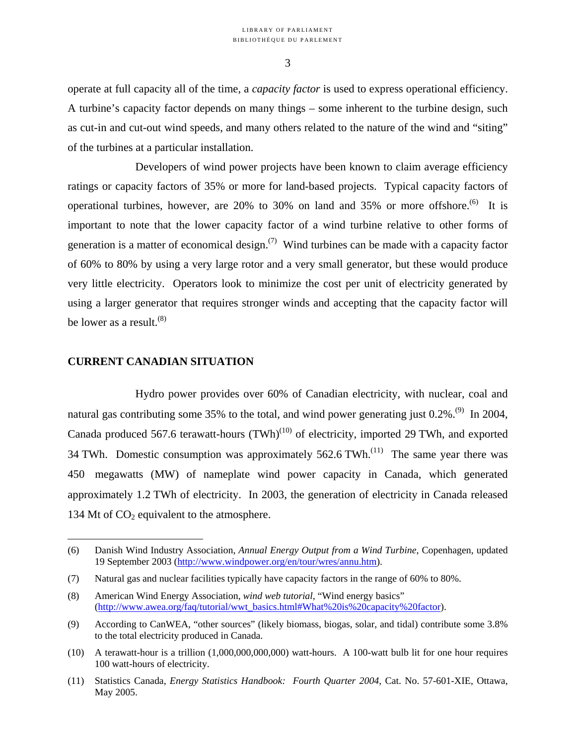operate at full capacity all of the time, a *capacity factor* is used to express operational efficiency. A turbine's capacity factor depends on many things – some inherent to the turbine design, such as cut-in and cut-out wind speeds, and many others related to the nature of the wind and "siting" of the turbines at a particular installation.

Developers of wind power projects have been known to claim average efficiency ratings or capacity factors of 35% or more for land-based projects. Typical capacity factors of operational turbines, however, are 20% to 30% on land and 35% or more offshore.[6] It is important to note that the lower capacity factor of a wind turbine relative to other forms of generation is a matter of economical design.[7] Wind turbines can be made with a capacity factor of 60% to 80% by using a very large rotor and a very small generator, but these would produce very little electricity. Operators look to minimize the cost per unit of electricity generated by using a larger generator that requires stronger winds and accepting that the capacity factor will be lower as a result.[8]

## CURRENT CANADIAN SITUATION

Hydro power provides over 60% of Canadian electricity, with nuclear, coal and natural gas contributing some 35% to the total, and wind power generating just 0.2%.[9] In 2004, Canada produced 567.6 terawatt-hours (TWh)[10] of electricity, imported 29 TWh, and exported 34 TWh. Domestic consumption was approximately 562.6 TWh.[11] The same year there was 450 megawatts (MW) of nameplate wind power capacity in Canada, which generated approximately 1.2 TWh of electricity. In 2003, the generation of electricity in Canada released 134 Mt of $CO_2$ equivalent to the atmosphere.

---

(6) Danish Wind Industry Association, *Annual Energy Output from a Wind Turbine*, Copenhagen, updated 19 September 2003 (http://www.windpower.org/en/tour/wres/annu.htm).

(7) Natural gas and nuclear facilities typically have capacity factors in the range of 60% to 80%.

(8) American Wind Energy Association, *wind web tutorial*, "Wind energy basics" (http://www.awea.org/faq/tutorial/wwt_basics.html#What%20is%20capacity%20factor).

(9) According to CanWEA, "other sources" (likely biomass, biogas, solar, and tidal) contribute some 3.8% to the total electricity produced in Canada.

(10) A terawatt-hour is a trillion (1,000,000,000,000) watt-hours. A 100-watt bulb lit for one hour requires 100 watt-hours of electricity.

(11) Statistics Canada, *Energy Statistics Handbook: Fourth Quarter 2004*, Cat. No. 57-601-XIE, Ottawa, May 2005.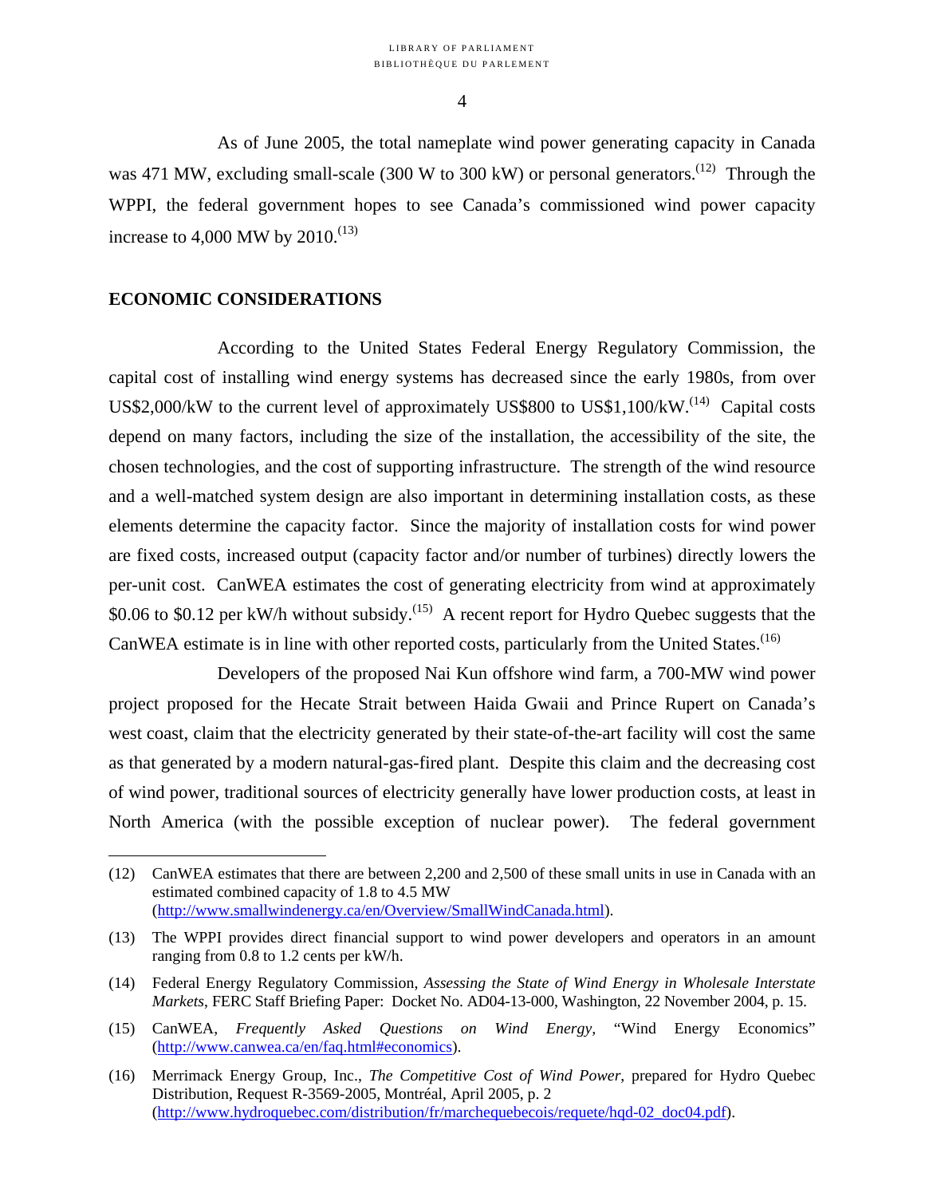As of June 2005, the total nameplate wind power generating capacity in Canada was 471 MW, excluding small-scale (300 W to 300 kW) or personal generators.[12] Through the WPPI, the federal government hopes to see Canada's commissioned wind power capacity increase to 4,000 MW by 2010.[13]

## ECONOMIC CONSIDERATIONS

According to the United States Federal Energy Regulatory Commission, the capital cost of installing wind energy systems has decreased since the early 1980s, from over US$2,000/kW to the current level of approximately US$800 to US$1,100/kW.[14] Capital costs depend on many factors, including the size of the installation, the accessibility of the site, the chosen technologies, and the cost of supporting infrastructure. The strength of the wind resource and a well-matched system design are also important in determining installation costs, as these elements determine the capacity factor. Since the majority of installation costs for wind power are fixed costs, increased output (capacity factor and/or number of turbines) directly lowers the per-unit cost. CanWEA estimates the cost of generating electricity from wind at approximately $0.06 to $0.12 per kW/h without subsidy.[15] A recent report for Hydro Quebec suggests that the CanWEA estimate is in line with other reported costs, particularly from the United States.[16]

Developers of the proposed Nai Kun offshore wind farm, a 700-MW wind power project proposed for the Hecate Strait between Haida Gwaii and Prince Rupert on Canada's west coast, claim that the electricity generated by their state-of-the-art facility will cost the same as that generated by a modern natural-gas-fired plant. Despite this claim and the decreasing cost of wind power, traditional sources of electricity generally have lower production costs, at least in North America (with the possible exception of nuclear power). The federal government

---

(12) CanWEA estimates that there are between 2,200 and 2,500 of these small units in use in Canada with an estimated combined capacity of 1.8 to 4.5 MW (http://www.smallwindenergy.ca/en/Overview/SmallWindCanada.html).

(13) The WPPI provides direct financial support to wind power developers and operators in an amount ranging from 0.8 to 1.2 cents per kW/h.

(14) Federal Energy Regulatory Commission, *Assessing the State of Wind Energy in Wholesale Interstate Markets*, FERC Staff Briefing Paper: Docket No. AD04-13-000, Washington, 22 November 2004, p. 15.

(15) CanWEA, *Frequently Asked Questions on Wind Energy,* "Wind Energy Economics" (http://www.canwea.ca/en/faq.html#economics).

(16) Merrimack Energy Group, Inc., *The Competitive Cost of Wind Power*, prepared for Hydro Quebec Distribution, Request R-3569-2005, Montréal, April 2005, p. 2 (http://www.hydroquebec.com/distribution/fr/marchequebecois/requete/hqd-02_doc04.pdf).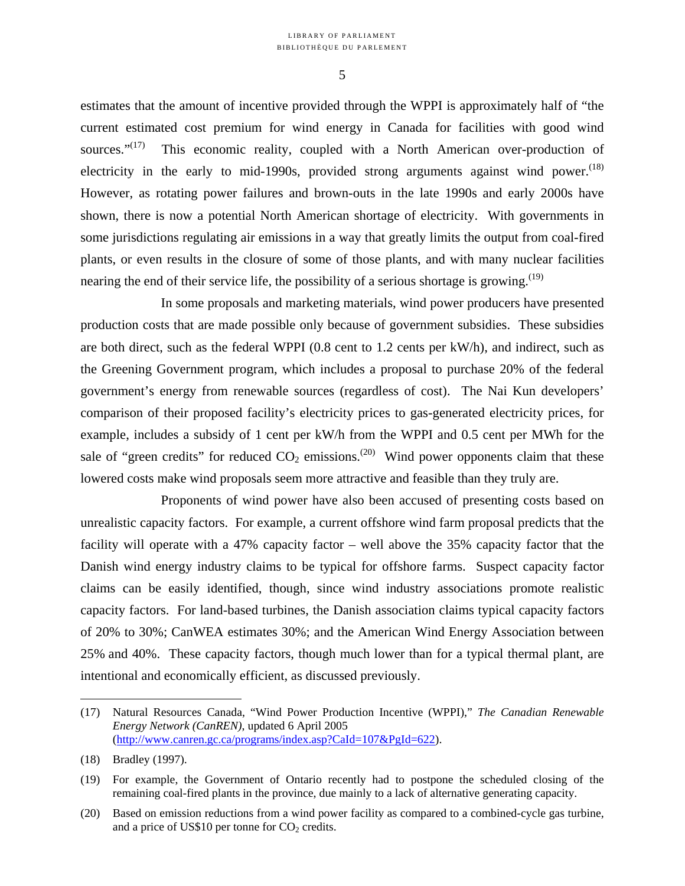estimates that the amount of incentive provided through the WPPI is approximately half of "the current estimated cost premium for wind energy in Canada for facilities with good wind sources."[17] This economic reality, coupled with a North American over-production of electricity in the early to mid-1990s, provided strong arguments against wind power.[18] However, as rotating power failures and brown-outs in the late 1990s and early 2000s have shown, there is now a potential North American shortage of electricity. With governments in some jurisdictions regulating air emissions in a way that greatly limits the output from coal-fired plants, or even results in the closure of some of those plants, and with many nuclear facilities nearing the end of their service life, the possibility of a serious shortage is growing.[19]

In some proposals and marketing materials, wind power producers have presented production costs that are made possible only because of government subsidies. These subsidies are both direct, such as the federal WPPI (0.8 cent to 1.2 cents per kW/h), and indirect, such as the Greening Government program, which includes a proposal to purchase 20% of the federal government's energy from renewable sources (regardless of cost). The Nai Kun developers' comparison of their proposed facility's electricity prices to gas-generated electricity prices, for example, includes a subsidy of 1 cent per kW/h from the WPPI and 0.5 cent per MWh for the sale of "green credits" for reduced $CO_2$ emissions.[20] Wind power opponents claim that these lowered costs make wind proposals seem more attractive and feasible than they truly are.

Proponents of wind power have also been accused of presenting costs based on unrealistic capacity factors. For example, a current offshore wind farm proposal predicts that the facility will operate with a 47% capacity factor – well above the 35% capacity factor that the Danish wind energy industry claims to be typical for offshore farms. Suspect capacity factor claims can be easily identified, though, since wind industry associations promote realistic capacity factors. For land-based turbines, the Danish association claims typical capacity factors of 20% to 30%; CanWEA estimates 30%; and the American Wind Energy Association between 25% and 40%. These capacity factors, though much lower than for a typical thermal plant, are intentional and economically efficient, as discussed previously.

---

(17) Natural Resources Canada, "Wind Power Production Incentive (WPPI)," *The Canadian Renewable Energy Network (CanREN)*, updated 6 April 2005 (http://www.canren.gc.ca/programs/index.asp?CaId=107&PgId=622).

(18) Bradley (1997).

(19) For example, the Government of Ontario recently had to postpone the scheduled closing of the remaining coal-fired plants in the province, due mainly to a lack of alternative generating capacity.

(20) Based on emission reductions from a wind power facility as compared to a combined-cycle gas turbine, and a price of US$10 per tonne for $CO_2$ credits.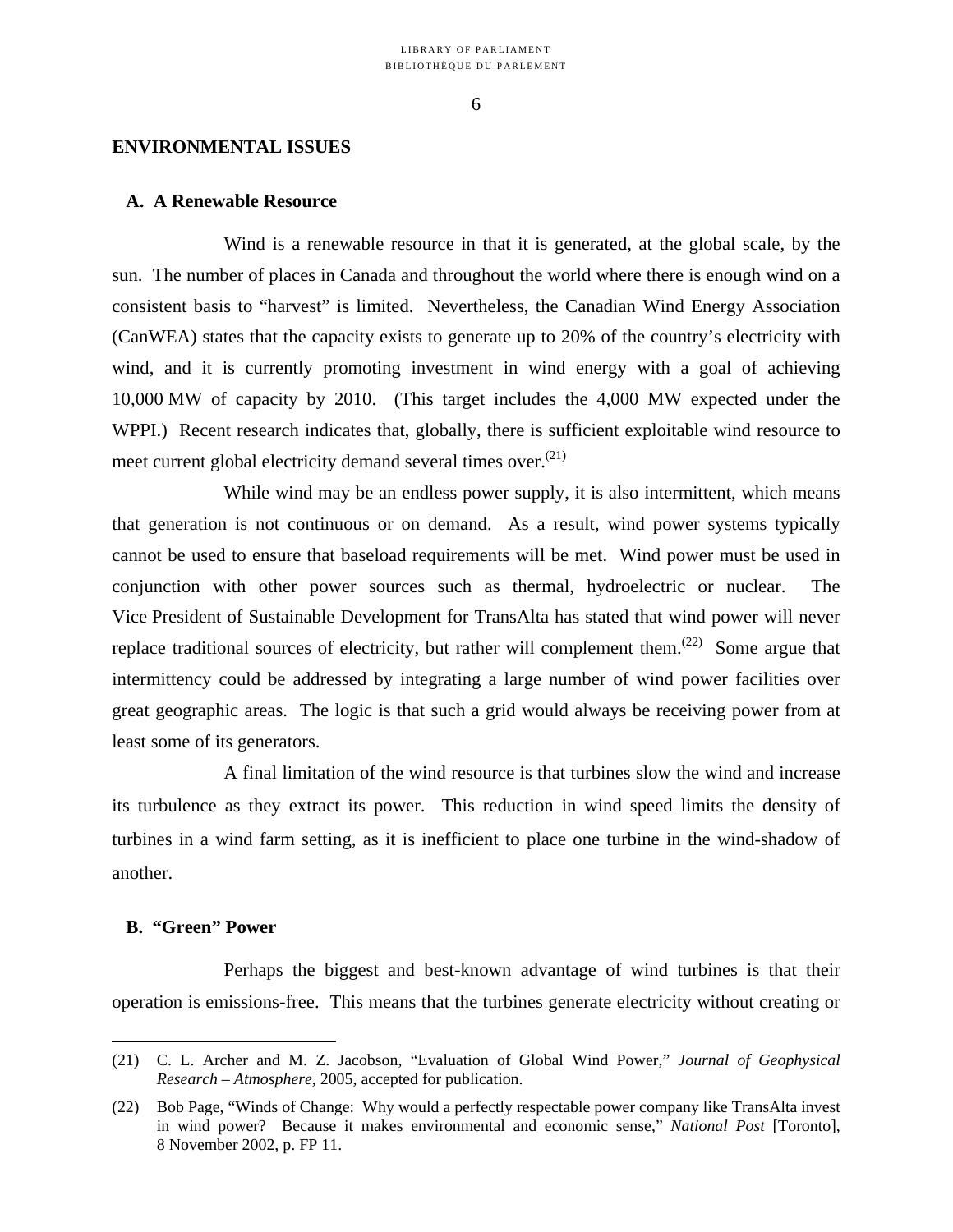## ENVIRONMENTAL ISSUES

### A. A Renewable Resource

Wind is a renewable resource in that it is generated, at the global scale, by the sun. The number of places in Canada and throughout the world where there is enough wind on a consistent basis to "harvest" is limited. Nevertheless, the Canadian Wind Energy Association (CanWEA) states that the capacity exists to generate up to 20% of the country's electricity with wind, and it is currently promoting investment in wind energy with a goal of achieving 10,000 MW of capacity by 2010. (This target includes the 4,000 MW expected under the WPPI.) Recent research indicates that, globally, there is sufficient exploitable wind resource to meet current global electricity demand several times over.(21)

While wind may be an endless power supply, it is also intermittent, which means that generation is not continuous or on demand. As a result, wind power systems typically cannot be used to ensure that baseload requirements will be met. Wind power must be used in conjunction with other power sources such as thermal, hydroelectric or nuclear. The Vice President of Sustainable Development for TransAlta has stated that wind power will never replace traditional sources of electricity, but rather will complement them.(22) Some argue that intermittency could be addressed by integrating a large number of wind power facilities over great geographic areas. The logic is that such a grid would always be receiving power from at least some of its generators.

A final limitation of the wind resource is that turbines slow the wind and increase its turbulence as they extract its power. This reduction in wind speed limits the density of turbines in a wind farm setting, as it is inefficient to place one turbine in the wind-shadow of another.

### B. "Green" Power

Perhaps the biggest and best-known advantage of wind turbines is that their operation is emissions-free. This means that the turbines generate electricity without creating or

---

(21) C. L. Archer and M. Z. Jacobson, "Evaluation of Global Wind Power," *Journal of Geophysical Research – Atmosphere*, 2005, accepted for publication.

(22) Bob Page, "Winds of Change: Why would a perfectly respectable power company like TransAlta invest in wind power? Because it makes environmental and economic sense," *National Post* [Toronto], 8 November 2002, p. FP 11.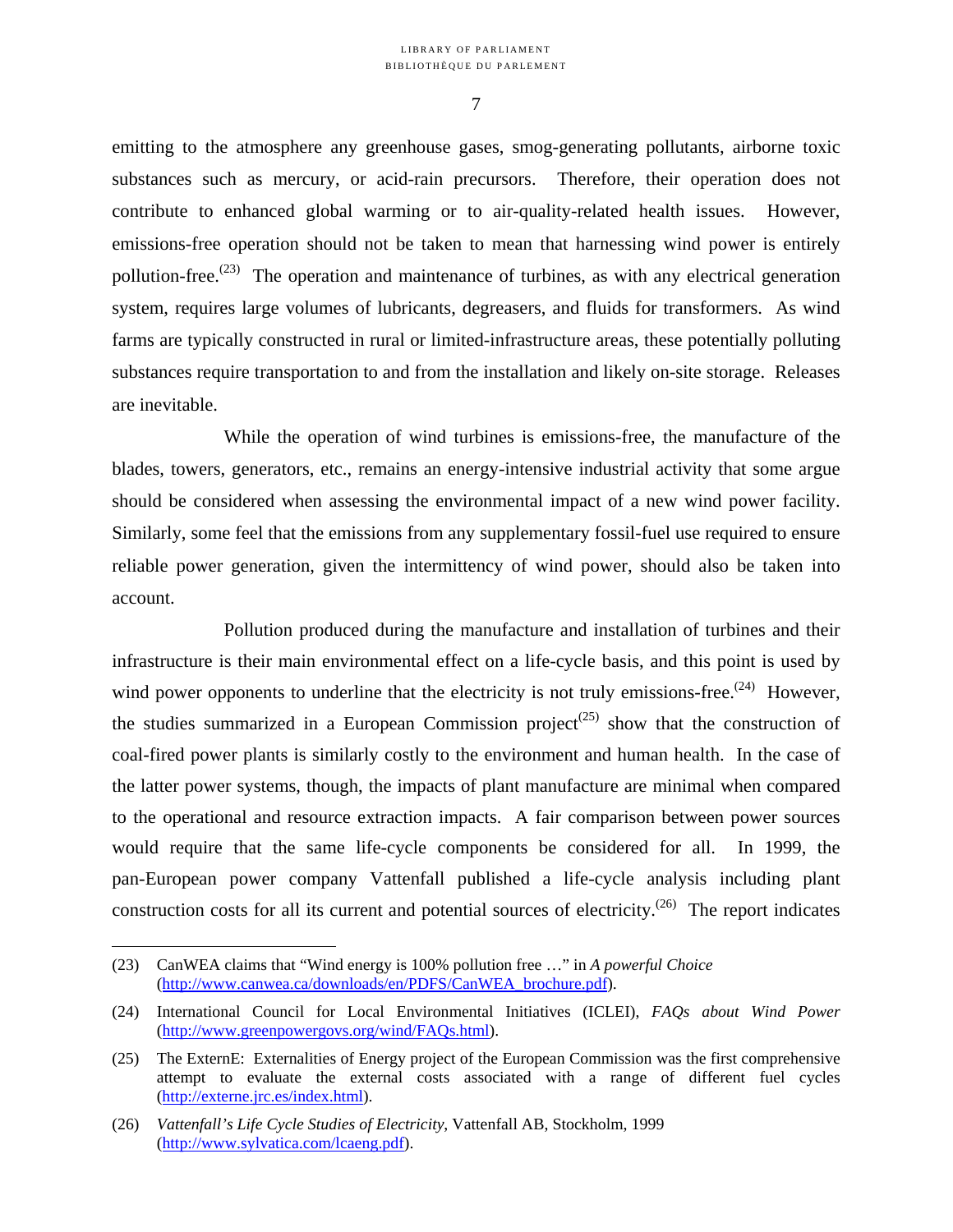emitting to the atmosphere any greenhouse gases, smog-generating pollutants, airborne toxic substances such as mercury, or acid-rain precursors. Therefore, their operation does not contribute to enhanced global warming or to air-quality-related health issues. However, emissions-free operation should not be taken to mean that harnessing wind power is entirely pollution-free.[23] The operation and maintenance of turbines, as with any electrical generation system, requires large volumes of lubricants, degreasers, and fluids for transformers. As wind farms are typically constructed in rural or limited-infrastructure areas, these potentially polluting substances require transportation to and from the installation and likely on-site storage. Releases are inevitable.

While the operation of wind turbines is emissions-free, the manufacture of the blades, towers, generators, etc., remains an energy-intensive industrial activity that some argue should be considered when assessing the environmental impact of a new wind power facility. Similarly, some feel that the emissions from any supplementary fossil-fuel use required to ensure reliable power generation, given the intermittency of wind power, should also be taken into account.

Pollution produced during the manufacture and installation of turbines and their infrastructure is their main environmental effect on a life-cycle basis, and this point is used by wind power opponents to underline that the electricity is not truly emissions-free.[24] However, the studies summarized in a European Commission project[25] show that the construction of coal-fired power plants is similarly costly to the environment and human health. In the case of the latter power systems, though, the impacts of plant manufacture are minimal when compared to the operational and resource extraction impacts. A fair comparison between power sources would require that the same life-cycle components be considered for all. In 1999, the pan-European power company Vattenfall published a life-cycle analysis including plant construction costs for all its current and potential sources of electricity.[26] The report indicates

---

(23) CanWEA claims that "Wind energy is 100% pollution free …" in *A powerful Choice* (http://www.canwea.ca/downloads/en/PDFS/CanWEA_brochure.pdf).

(24) International Council for Local Environmental Initiatives (ICLEI), *FAQs about Wind Power* (http://www.greenpowergovs.org/wind/FAQs.html).

(25) The ExternE: Externalities of Energy project of the European Commission was the first comprehensive attempt to evaluate the external costs associated with a range of different fuel cycles (http://externe.jrc.es/index.html).

(26) *Vattenfall's Life Cycle Studies of Electricity*, Vattenfall AB, Stockholm, 1999 (http://www.sylvatica.com/lcaeng.pdf).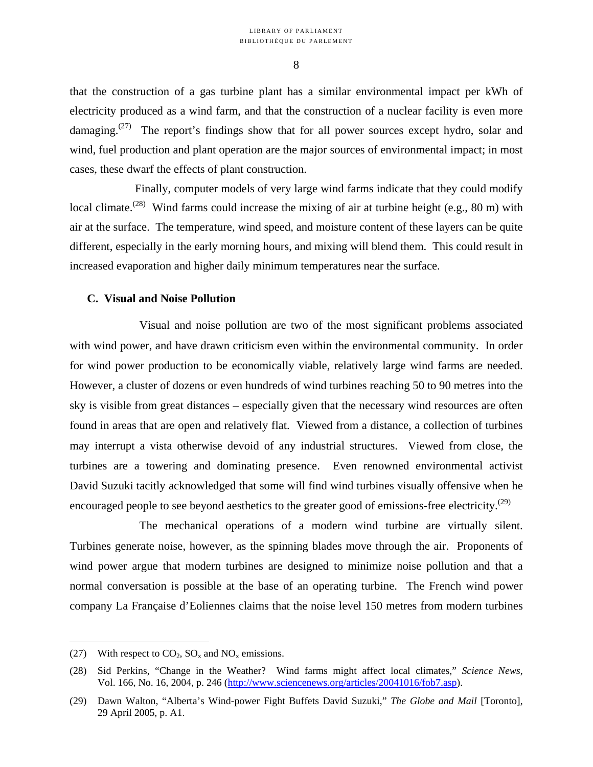that the construction of a gas turbine plant has a similar environmental impact per kWh of electricity produced as a wind farm, and that the construction of a nuclear facility is even more damaging.[27] The report's findings show that for all power sources except hydro, solar and wind, fuel production and plant operation are the major sources of environmental impact; in most cases, these dwarf the effects of plant construction.

Finally, computer models of very large wind farms indicate that they could modify local climate.[28] Wind farms could increase the mixing of air at turbine height (e.g., 80 m) with air at the surface. The temperature, wind speed, and moisture content of these layers can be quite different, especially in the early morning hours, and mixing will blend them. This could result in increased evaporation and higher daily minimum temperatures near the surface.

### C. Visual and Noise Pollution

Visual and noise pollution are two of the most significant problems associated with wind power, and have drawn criticism even within the environmental community. In order for wind power production to be economically viable, relatively large wind farms are needed. However, a cluster of dozens or even hundreds of wind turbines reaching 50 to 90 metres into the sky is visible from great distances – especially given that the necessary wind resources are often found in areas that are open and relatively flat. Viewed from a distance, a collection of turbines may interrupt a vista otherwise devoid of any industrial structures. Viewed from close, the turbines are a towering and dominating presence. Even renowned environmental activist David Suzuki tacitly acknowledged that some will find wind turbines visually offensive when he encouraged people to see beyond aesthetics to the greater good of emissions-free electricity.[29]

The mechanical operations of a modern wind turbine are virtually silent. Turbines generate noise, however, as the spinning blades move through the air. Proponents of wind power argue that modern turbines are designed to minimize noise pollution and that a normal conversation is possible at the base of an operating turbine. The French wind power company La Française d'Eoliennes claims that the noise level 150 metres from modern turbines

---

(27) With respect to $CO_2$, $SO_x$ and $NO_x$ emissions.

(28) Sid Perkins, "Change in the Weather? Wind farms might affect local climates," *Science News*, Vol. 166, No. 16, 2004, p. 246 (http://www.sciencenews.org/articles/20041016/fob7.asp).

(29) Dawn Walton, "Alberta's Wind-power Fight Buffets David Suzuki," *The Globe and Mail* [Toronto], 29 April 2005, p. A1.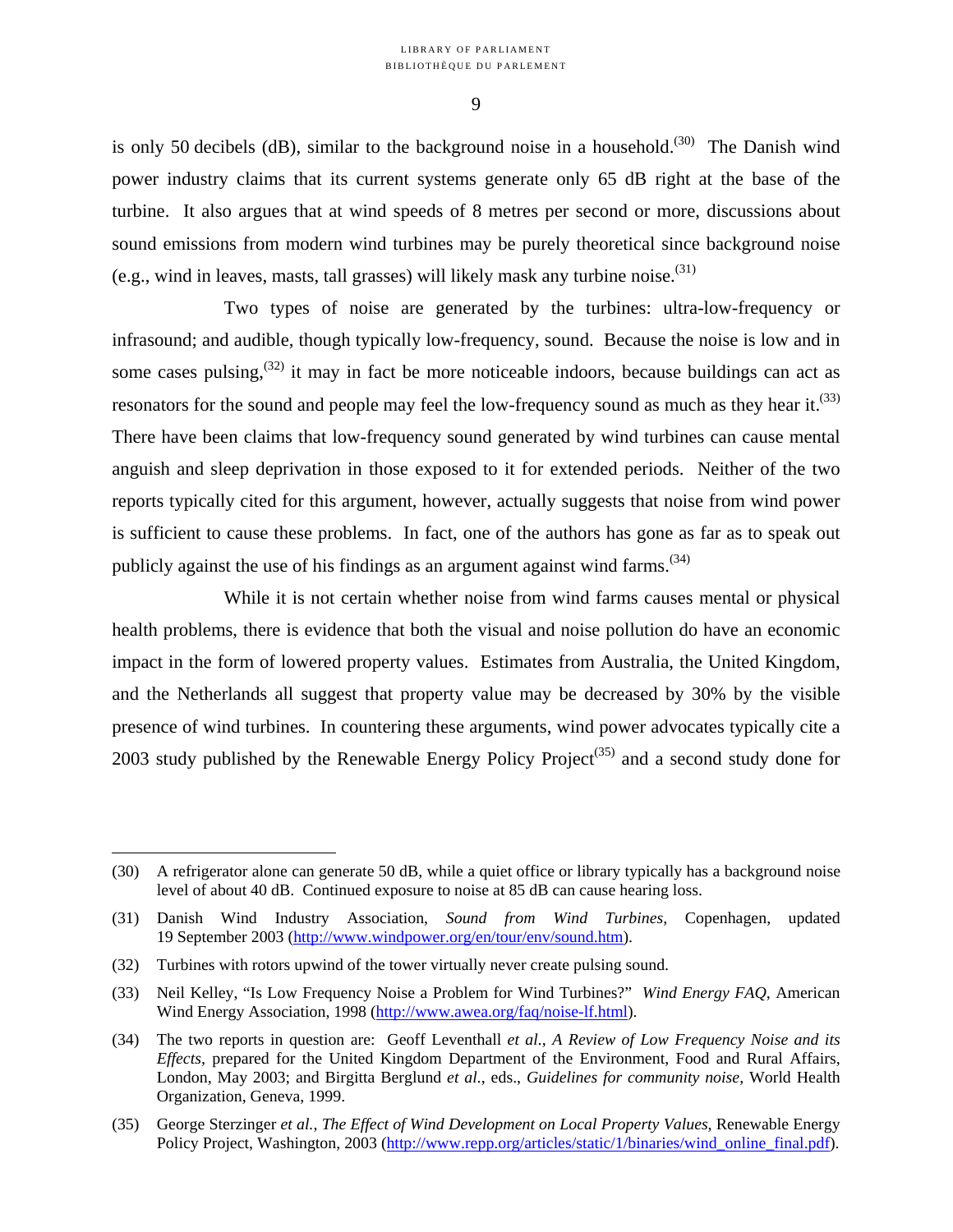is only 50 decibels (dB), similar to the background noise in a household.[30] The Danish wind power industry claims that its current systems generate only 65 dB right at the base of the turbine. It also argues that at wind speeds of 8 metres per second or more, discussions about sound emissions from modern wind turbines may be purely theoretical since background noise (e.g., wind in leaves, masts, tall grasses) will likely mask any turbine noise.[31]

Two types of noise are generated by the turbines: ultra-low-frequency or infrasound; and audible, though typically low-frequency, sound. Because the noise is low and in some cases pulsing,[32] it may in fact be more noticeable indoors, because buildings can act as resonators for the sound and people may feel the low-frequency sound as much as they hear it.[33] There have been claims that low-frequency sound generated by wind turbines can cause mental anguish and sleep deprivation in those exposed to it for extended periods. Neither of the two reports typically cited for this argument, however, actually suggests that noise from wind power is sufficient to cause these problems. In fact, one of the authors has gone as far as to speak out publicly against the use of his findings as an argument against wind farms.[34]

While it is not certain whether noise from wind farms causes mental or physical health problems, there is evidence that both the visual and noise pollution do have an economic impact in the form of lowered property values. Estimates from Australia, the United Kingdom, and the Netherlands all suggest that property value may be decreased by 30% by the visible presence of wind turbines. In countering these arguments, wind power advocates typically cite a 2003 study published by the Renewable Energy Policy Project[35] and a second study done for

---

(30) A refrigerator alone can generate 50 dB, while a quiet office or library typically has a background noise level of about 40 dB. Continued exposure to noise at 85 dB can cause hearing loss.

(31) Danish Wind Industry Association, *Sound from Wind Turbines*, Copenhagen, updated 19 September 2003 (http://www.windpower.org/en/tour/env/sound.htm).

(32) Turbines with rotors upwind of the tower virtually never create pulsing sound.

(33) Neil Kelley, "Is Low Frequency Noise a Problem for Wind Turbines?" *Wind Energy FAQ*, American Wind Energy Association, 1998 (http://www.awea.org/faq/noise-lf.html).

(34) The two reports in question are: Geoff Leventhall *et al.*, *A Review of Low Frequency Noise and its Effects*, prepared for the United Kingdom Department of the Environment, Food and Rural Affairs, London, May 2003; and Birgitta Berglund *et al.*, eds., *Guidelines for community noise*, World Health Organization, Geneva, 1999.

(35) George Sterzinger *et al.*, *The Effect of Wind Development on Local Property Values*, Renewable Energy Policy Project, Washington, 2003 (http://www.repp.org/articles/static/1/binaries/wind_online_final.pdf).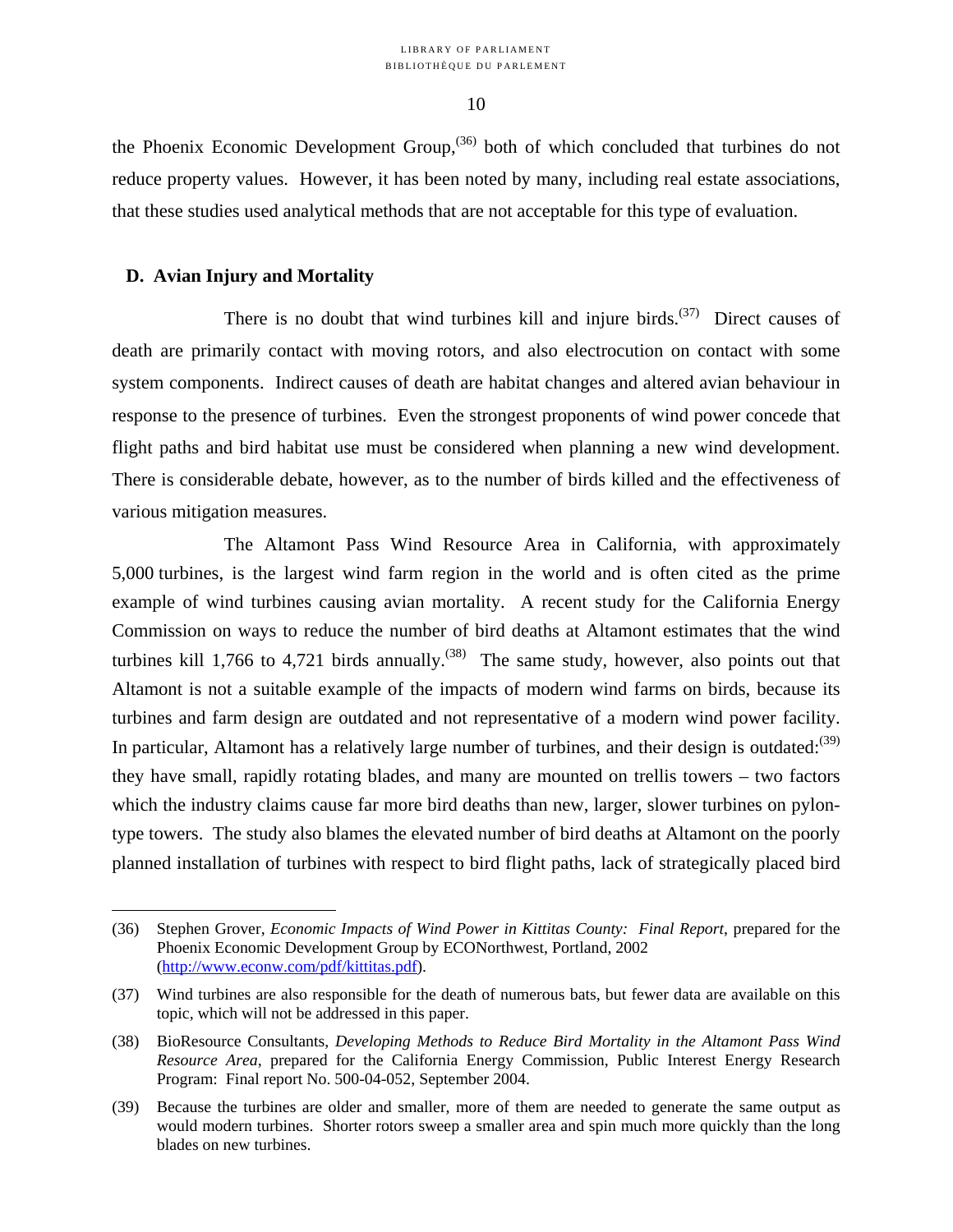the Phoenix Economic Development Group,[36] both of which concluded that turbines do not reduce property values. However, it has been noted by many, including real estate associations, that these studies used analytical methods that are not acceptable for this type of evaluation.

### D. Avian Injury and Mortality

There is no doubt that wind turbines kill and injure birds.[37] Direct causes of death are primarily contact with moving rotors, and also electrocution on contact with some system components. Indirect causes of death are habitat changes and altered avian behaviour in response to the presence of turbines. Even the strongest proponents of wind power concede that flight paths and bird habitat use must be considered when planning a new wind development. There is considerable debate, however, as to the number of birds killed and the effectiveness of various mitigation measures.

The Altamont Pass Wind Resource Area in California, with approximately 5,000 turbines, is the largest wind farm region in the world and is often cited as the prime example of wind turbines causing avian mortality. A recent study for the California Energy Commission on ways to reduce the number of bird deaths at Altamont estimates that the wind turbines kill 1,766 to 4,721 birds annually.[38] The same study, however, also points out that Altamont is not a suitable example of the impacts of modern wind farms on birds, because its turbines and farm design are outdated and not representative of a modern wind power facility. In particular, Altamont has a relatively large number of turbines, and their design is outdated:[39] they have small, rapidly rotating blades, and many are mounted on trellis towers – two factors which the industry claims cause far more bird deaths than new, larger, slower turbines on pylon-type towers. The study also blames the elevated number of bird deaths at Altamont on the poorly planned installation of turbines with respect to bird flight paths, lack of strategically placed bird

---

(36) Stephen Grover, *Economic Impacts of Wind Power in Kittitas County: Final Report*, prepared for the Phoenix Economic Development Group by ECONorthwest, Portland, 2002 (http://www.econw.com/pdf/kittitas.pdf).

(37) Wind turbines are also responsible for the death of numerous bats, but fewer data are available on this topic, which will not be addressed in this paper.

(38) BioResource Consultants, *Developing Methods to Reduce Bird Mortality in the Altamont Pass Wind Resource Area*, prepared for the California Energy Commission, Public Interest Energy Research Program: Final report No. 500-04-052, September 2004.

(39) Because the turbines are older and smaller, more of them are needed to generate the same output as would modern turbines. Shorter rotors sweep a smaller area and spin much more quickly than the long blades on new turbines.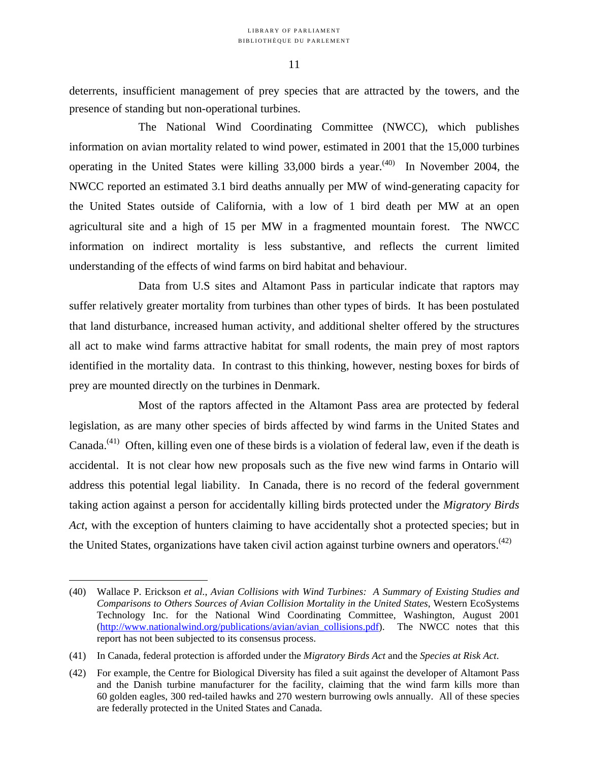deterrents, insufficient management of prey species that are attracted by the towers, and the presence of standing but non-operational turbines.

The National Wind Coordinating Committee (NWCC), which publishes information on avian mortality related to wind power, estimated in 2001 that the 15,000 turbines operating in the United States were killing 33,000 birds a year.[40] In November 2004, the NWCC reported an estimated 3.1 bird deaths annually per MW of wind-generating capacity for the United States outside of California, with a low of 1 bird death per MW at an open agricultural site and a high of 15 per MW in a fragmented mountain forest. The NWCC information on indirect mortality is less substantive, and reflects the current limited understanding of the effects of wind farms on bird habitat and behaviour.

Data from U.S sites and Altamont Pass in particular indicate that raptors may suffer relatively greater mortality from turbines than other types of birds. It has been postulated that land disturbance, increased human activity, and additional shelter offered by the structures all act to make wind farms attractive habitat for small rodents, the main prey of most raptors identified in the mortality data. In contrast to this thinking, however, nesting boxes for birds of prey are mounted directly on the turbines in Denmark.

Most of the raptors affected in the Altamont Pass area are protected by federal legislation, as are many other species of birds affected by wind farms in the United States and Canada.[41] Often, killing even one of these birds is a violation of federal law, even if the death is accidental. It is not clear how new proposals such as the five new wind farms in Ontario will address this potential legal liability. In Canada, there is no record of the federal government taking action against a person for accidentally killing birds protected under the *Migratory Birds Act*, with the exception of hunters claiming to have accidentally shot a protected species; but in the United States, organizations have taken civil action against turbine owners and operators.[42]

---

(40) Wallace P. Erickson *et al.*, *Avian Collisions with Wind Turbines: A Summary of Existing Studies and Comparisons to Others Sources of Avian Collision Mortality in the United States*, Western EcoSystems Technology Inc. for the National Wind Coordinating Committee, Washington, August 2001 (http://www.nationalwind.org/publications/avian/avian_collisions.pdf). The NWCC notes that this report has not been subjected to its consensus process.

(41) In Canada, federal protection is afforded under the *Migratory Birds Act* and the *Species at Risk Act*.

(42) For example, the Centre for Biological Diversity has filed a suit against the developer of Altamont Pass and the Danish turbine manufacturer for the facility, claiming that the wind farm kills more than 60 golden eagles, 300 red-tailed hawks and 270 western burrowing owls annually. All of these species are federally protected in the United States and Canada.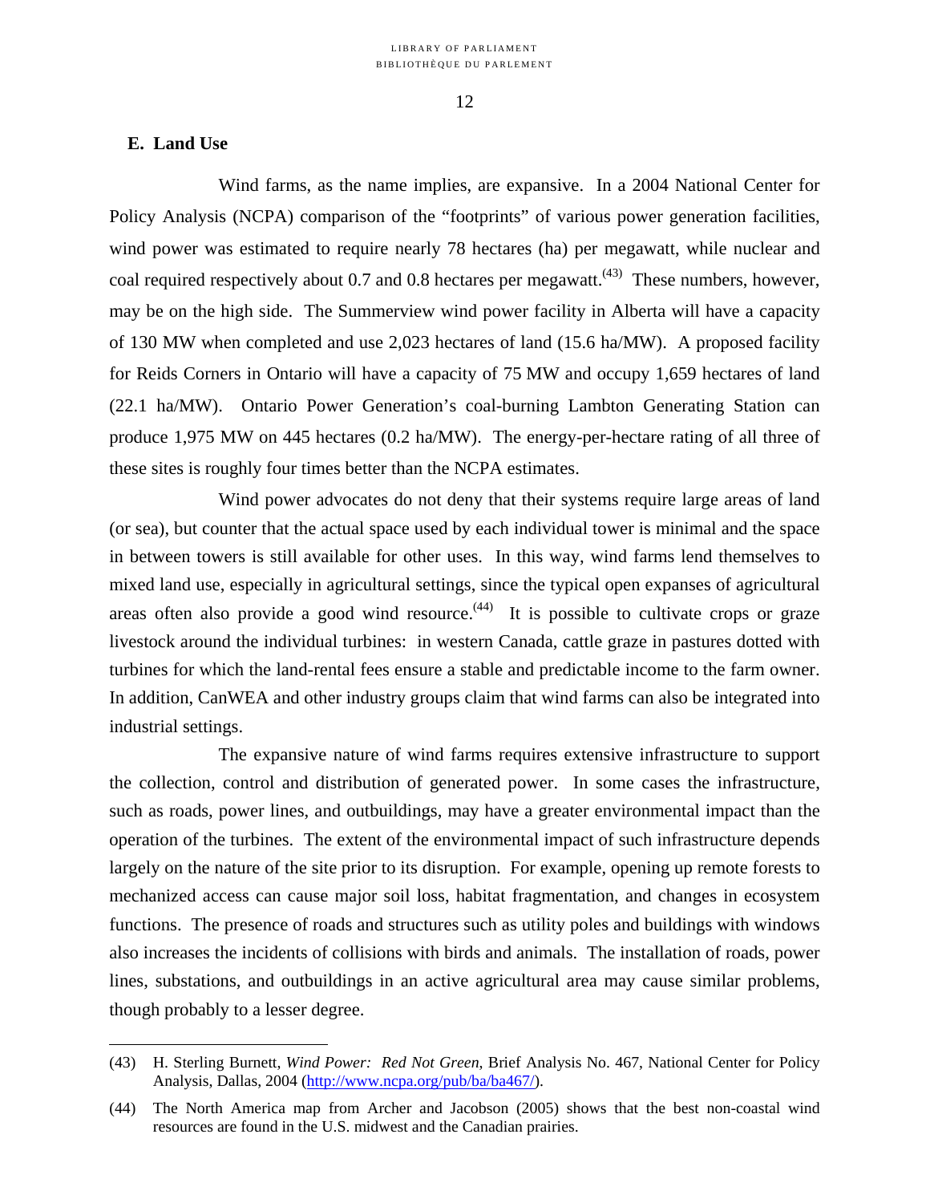## E. Land Use

Wind farms, as the name implies, are expansive. In a 2004 National Center for Policy Analysis (NCPA) comparison of the "footprints" of various power generation facilities, wind power was estimated to require nearly 78 hectares (ha) per megawatt, while nuclear and coal required respectively about 0.7 and 0.8 hectares per megawatt.[(43)] These numbers, however, may be on the high side. The Summerview wind power facility in Alberta will have a capacity of 130 MW when completed and use 2,023 hectares of land (15.6 ha/MW). A proposed facility for Reids Corners in Ontario will have a capacity of 75 MW and occupy 1,659 hectares of land (22.1 ha/MW). Ontario Power Generation's coal-burning Lambton Generating Station can produce 1,975 MW on 445 hectares (0.2 ha/MW). The energy-per-hectare rating of all three of these sites is roughly four times better than the NCPA estimates.

Wind power advocates do not deny that their systems require large areas of land (or sea), but counter that the actual space used by each individual tower is minimal and the space in between towers is still available for other uses. In this way, wind farms lend themselves to mixed land use, especially in agricultural settings, since the typical open expanses of agricultural areas often also provide a good wind resource.[(44)] It is possible to cultivate crops or graze livestock around the individual turbines: in western Canada, cattle graze in pastures dotted with turbines for which the land-rental fees ensure a stable and predictable income to the farm owner. In addition, CanWEA and other industry groups claim that wind farms can also be integrated into industrial settings.

The expansive nature of wind farms requires extensive infrastructure to support the collection, control and distribution of generated power. In some cases the infrastructure, such as roads, power lines, and outbuildings, may have a greater environmental impact than the operation of the turbines. The extent of the environmental impact of such infrastructure depends largely on the nature of the site prior to its disruption. For example, opening up remote forests to mechanized access can cause major soil loss, habitat fragmentation, and changes in ecosystem functions. The presence of roads and structures such as utility poles and buildings with windows also increases the incidents of collisions with birds and animals. The installation of roads, power lines, substations, and outbuildings in an active agricultural area may cause similar problems, though probably to a lesser degree.

---

(43) H. Sterling Burnett, *Wind Power: Red Not Green*, Brief Analysis No. 467, National Center for Policy Analysis, Dallas, 2004 (http://www.ncpa.org/pub/ba/ba467/).

(44) The North America map from Archer and Jacobson (2005) shows that the best non-coastal wind resources are found in the U.S. midwest and the Canadian prairies.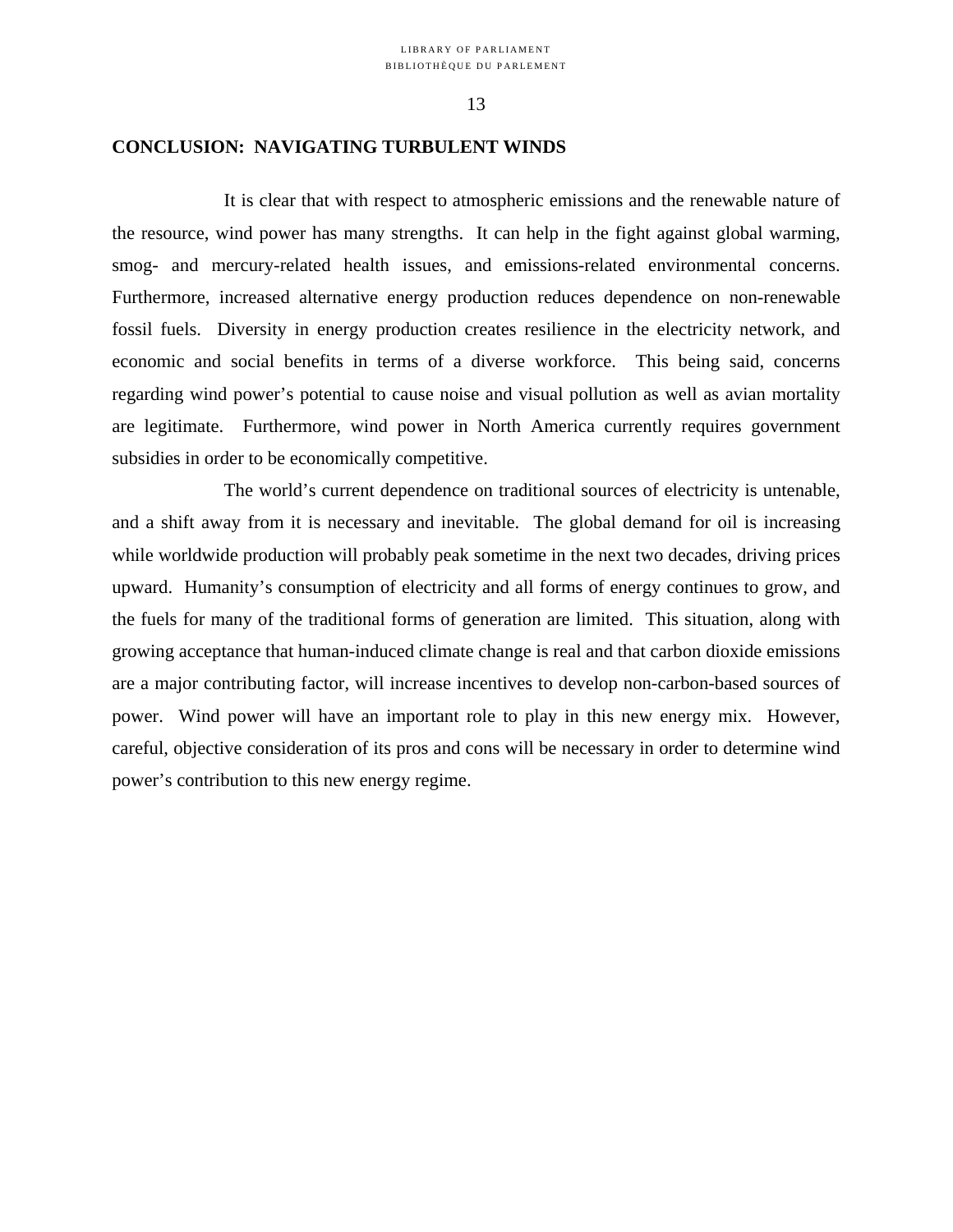## CONCLUSION: NAVIGATING TURBULENT WINDS

It is clear that with respect to atmospheric emissions and the renewable nature of the resource, wind power has many strengths. It can help in the fight against global warming, smog- and mercury-related health issues, and emissions-related environmental concerns. Furthermore, increased alternative energy production reduces dependence on non-renewable fossil fuels. Diversity in energy production creates resilience in the electricity network, and economic and social benefits in terms of a diverse workforce. This being said, concerns regarding wind power's potential to cause noise and visual pollution as well as avian mortality are legitimate. Furthermore, wind power in North America currently requires government subsidies in order to be economically competitive.

The world's current dependence on traditional sources of electricity is untenable, and a shift away from it is necessary and inevitable. The global demand for oil is increasing while worldwide production will probably peak sometime in the next two decades, driving prices upward. Humanity's consumption of electricity and all forms of energy continues to grow, and the fuels for many of the traditional forms of generation are limited. This situation, along with growing acceptance that human-induced climate change is real and that carbon dioxide emissions are a major contributing factor, will increase incentives to develop non-carbon-based sources of power. Wind power will have an important role to play in this new energy mix. However, careful, objective consideration of its pros and cons will be necessary in order to determine wind power's contribution to this new energy regime.